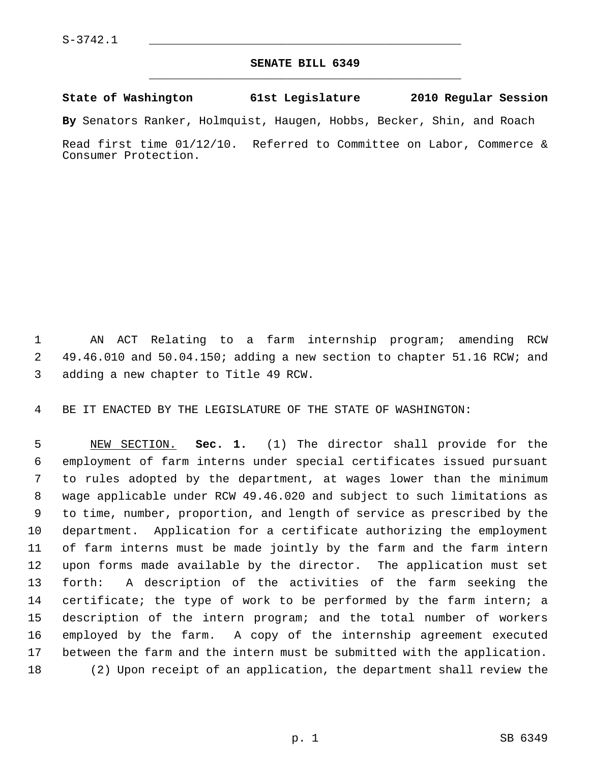S-3742.1

# SENATE BILL 6349

**State of Washington 61st Legislature 2010 Regular Session**

**By** Senators Ranker, Holmquist, Haugen, Hobbs, Becker, Shin, and Roach

Read first time 01/12/10. Referred to Committee on Labor, Commerce & Consumer Protection.

AN ACT Relating to a farm internship program; amending RCW 49.46.010 and 50.04.150; adding a new section to chapter 51.16 RCW; and adding a new chapter to Title 49 RCW.

BE IT ENACTED BY THE LEGISLATURE OF THE STATE OF WASHINGTON:

NEW SECTION. **Sec. 1.** (1) The director shall provide for the employment of farm interns under special certificates issued pursuant to rules adopted by the department, at wages lower than the minimum wage applicable under RCW 49.46.020 and subject to such limitations as to time, number, proportion, and length of service as prescribed by the department. Application for a certificate authorizing the employment of farm interns must be made jointly by the farm and the farm intern upon forms made available by the director. The application must set forth: A description of the activities of the farm seeking the certificate; the type of work to be performed by the farm intern; a description of the intern program; and the total number of workers employed by the farm. A copy of the internship agreement executed between the farm and the intern must be submitted with the application.

(2) Upon receipt of an application, the department shall review the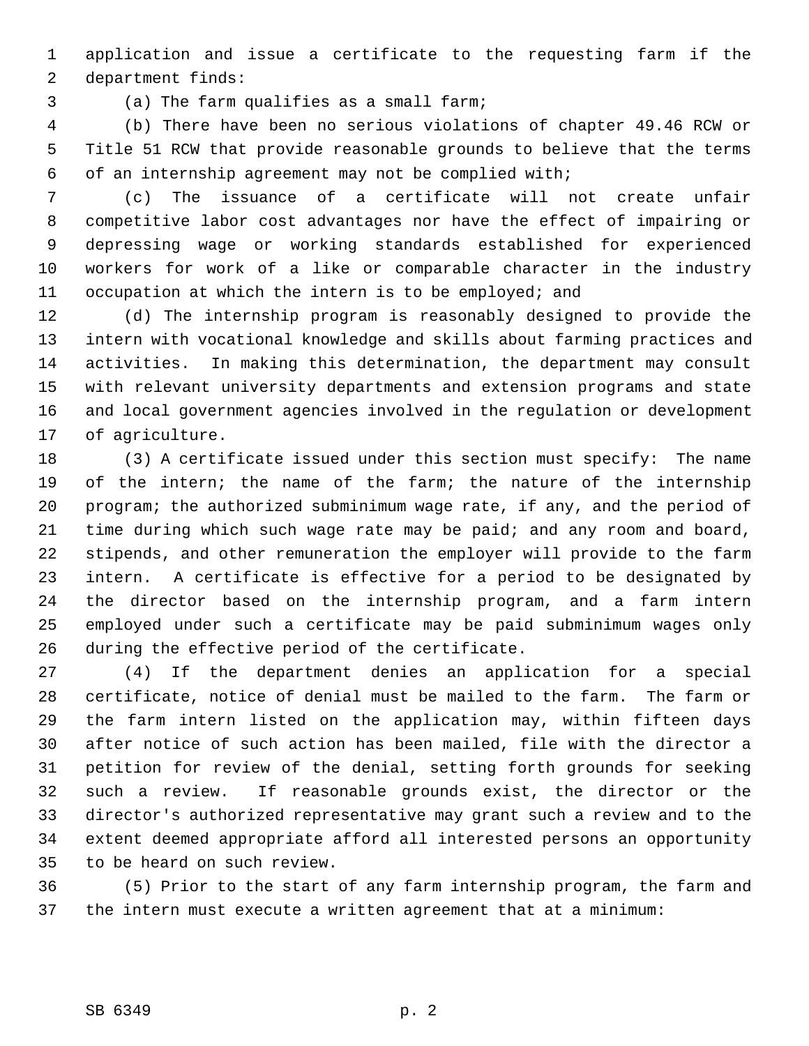application and issue a certificate to the requesting farm if the department finds:

(a) The farm qualifies as a small farm;

(b) There have been no serious violations of chapter 49.46 RCW or Title 51 RCW that provide reasonable grounds to believe that the terms of an internship agreement may not be complied with;

(c) The issuance of a certificate will not create unfair competitive labor cost advantages nor have the effect of impairing or depressing wage or working standards established for experienced workers for work of a like or comparable character in the industry occupation at which the intern is to be employed; and

(d) The internship program is reasonably designed to provide the intern with vocational knowledge and skills about farming practices and activities. In making this determination, the department may consult with relevant university departments and extension programs and state and local government agencies involved in the regulation or development of agriculture.

(3) A certificate issued under this section must specify: The name of the intern; the name of the farm; the nature of the internship program; the authorized subminimum wage rate, if any, and the period of time during which such wage rate may be paid; and any room and board, stipends, and other remuneration the employer will provide to the farm intern. A certificate is effective for a period to be designated by the director based on the internship program, and a farm intern employed under such a certificate may be paid subminimum wages only during the effective period of the certificate.

(4) If the department denies an application for a special certificate, notice of denial must be mailed to the farm. The farm or the farm intern listed on the application may, within fifteen days after notice of such action has been mailed, file with the director a petition for review of the denial, setting forth grounds for seeking such a review. If reasonable grounds exist, the director or the director's authorized representative may grant such a review and to the extent deemed appropriate afford all interested persons an opportunity to be heard on such review.

(5) Prior to the start of any farm internship program, the farm and the intern must execute a written agreement that at a minimum: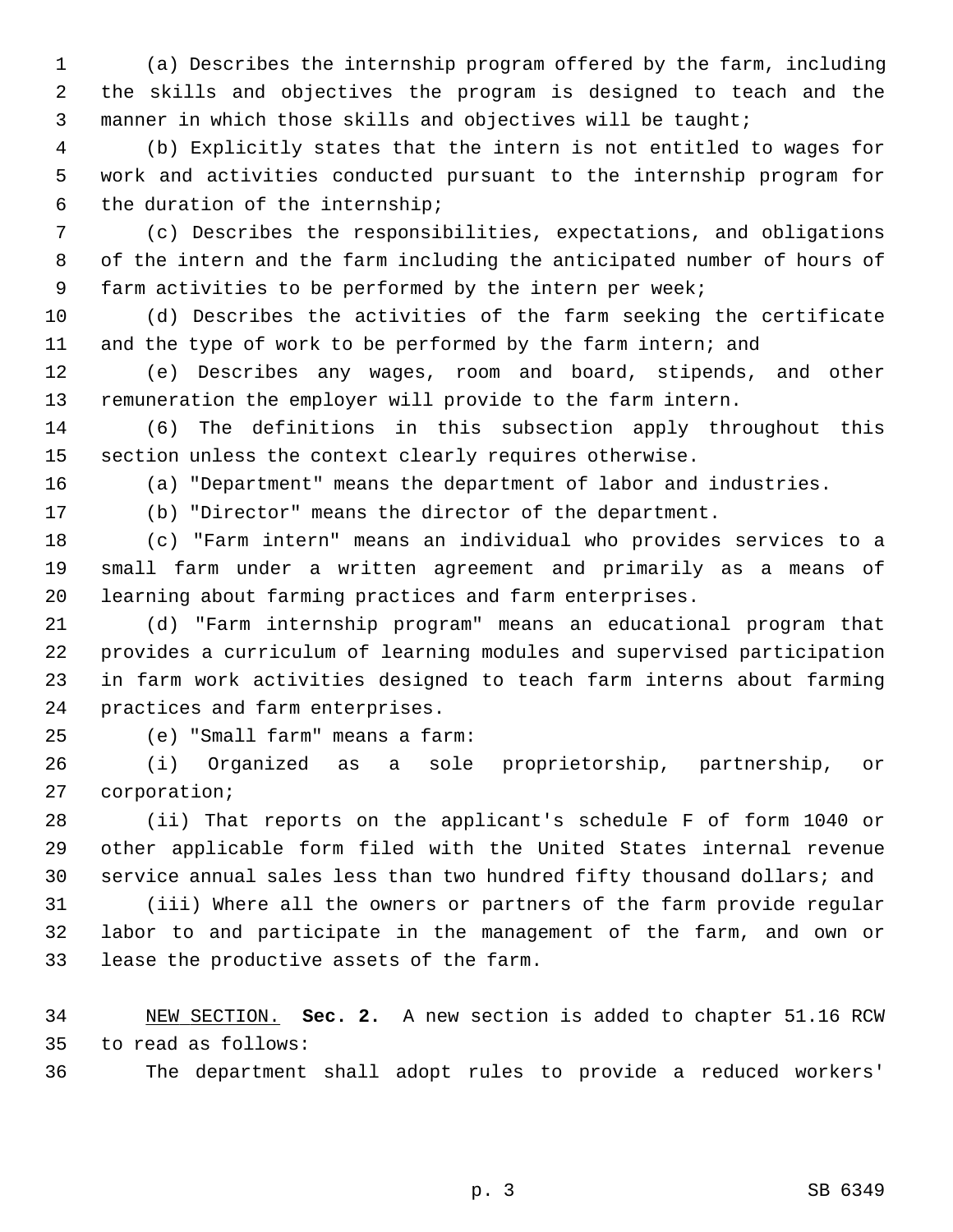(a) Describes the internship program offered by the farm, including the skills and objectives the program is designed to teach and the manner in which those skills and objectives will be taught;

(b) Explicitly states that the intern is not entitled to wages for work and activities conducted pursuant to the internship program for the duration of the internship;

(c) Describes the responsibilities, expectations, and obligations of the intern and the farm including the anticipated number of hours of farm activities to be performed by the intern per week;

(d) Describes the activities of the farm seeking the certificate and the type of work to be performed by the farm intern; and

(e) Describes any wages, room and board, stipends, and other remuneration the employer will provide to the farm intern.

(6) The definitions in this subsection apply throughout this section unless the context clearly requires otherwise.

(a) "Department" means the department of labor and industries.

(b) "Director" means the director of the department.

(c) "Farm intern" means an individual who provides services to a small farm under a written agreement and primarily as a means of learning about farming practices and farm enterprises.

(d) "Farm internship program" means an educational program that provides a curriculum of learning modules and supervised participation in farm work activities designed to teach farm interns about farming practices and farm enterprises.

(e) "Small farm" means a farm:

(i) Organized as a sole proprietorship, partnership, or corporation;

(ii) That reports on the applicant's schedule F of form 1040 or other applicable form filed with the United States internal revenue service annual sales less than two hundred fifty thousand dollars; and

(iii) Where all the owners or partners of the farm provide regular labor to and participate in the management of the farm, and own or lease the productive assets of the farm.

NEW SECTION. **Sec. 2.** A new section is added to chapter 51.16 RCW to read as follows:

The department shall adopt rules to provide a reduced workers'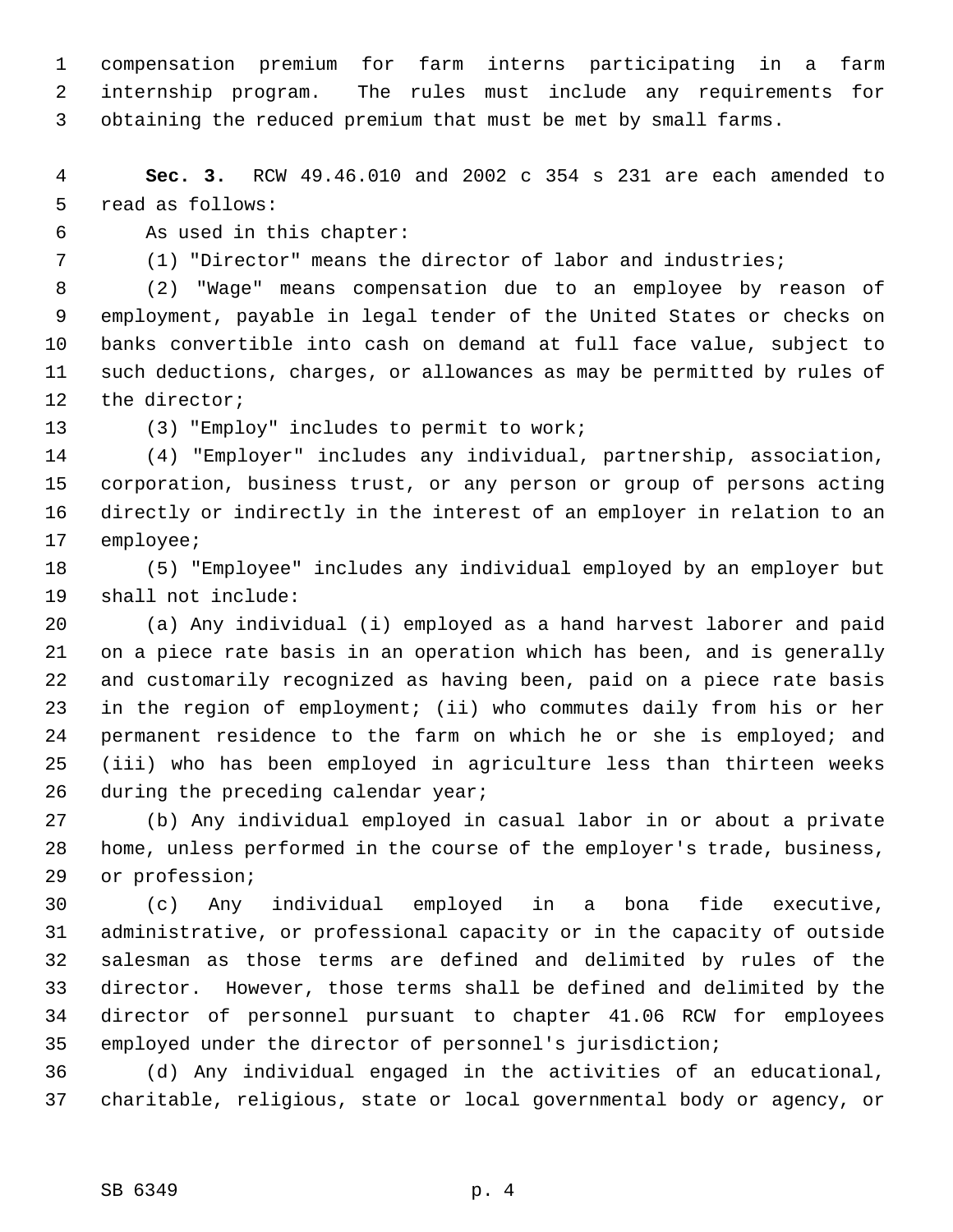compensation premium for farm interns participating in a farm internship program. The rules must include any requirements for obtaining the reduced premium that must be met by small farms.

**Sec. 3.** RCW 49.46.010 and 2002 c 354 s 231 are each amended to read as follows:

As used in this chapter:

(1) "Director" means the director of labor and industries;

(2) "Wage" means compensation due to an employee by reason of employment, payable in legal tender of the United States or checks on banks convertible into cash on demand at full face value, subject to such deductions, charges, or allowances as may be permitted by rules of the director;

(3) "Employ" includes to permit to work;

(4) "Employer" includes any individual, partnership, association, corporation, business trust, or any person or group of persons acting directly or indirectly in the interest of an employer in relation to an employee;

(5) "Employee" includes any individual employed by an employer but shall not include:

(a) Any individual (i) employed as a hand harvest laborer and paid on a piece rate basis in an operation which has been, and is generally and customarily recognized as having been, paid on a piece rate basis in the region of employment; (ii) who commutes daily from his or her permanent residence to the farm on which he or she is employed; and (iii) who has been employed in agriculture less than thirteen weeks during the preceding calendar year;

(b) Any individual employed in casual labor in or about a private home, unless performed in the course of the employer's trade, business, or profession;

(c) Any individual employed in a bona fide executive, administrative, or professional capacity or in the capacity of outside salesman as those terms are defined and delimited by rules of the director. However, those terms shall be defined and delimited by the director of personnel pursuant to chapter 41.06 RCW for employees employed under the director of personnel's jurisdiction;

(d) Any individual engaged in the activities of an educational, charitable, religious, state or local governmental body or agency, or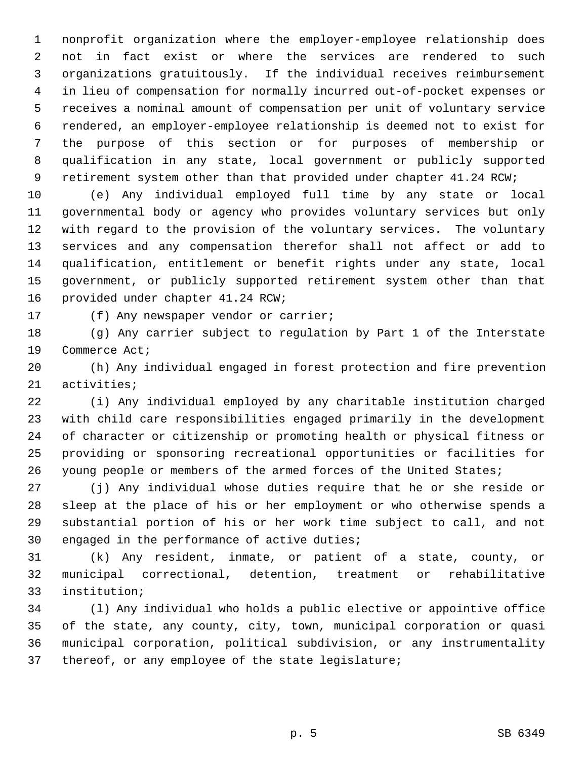nonprofit organization where the employer-employee relationship does not in fact exist or where the services are rendered to such organizations gratuitously. If the individual receives reimbursement in lieu of compensation for normally incurred out-of-pocket expenses or receives a nominal amount of compensation per unit of voluntary service rendered, an employer-employee relationship is deemed not to exist for the purpose of this section or for purposes of membership or qualification in any state, local government or publicly supported retirement system other than that provided under chapter 41.24 RCW;

(e) Any individual employed full time by any state or local governmental body or agency who provides voluntary services but only with regard to the provision of the voluntary services. The voluntary services and any compensation therefor shall not affect or add to qualification, entitlement or benefit rights under any state, local government, or publicly supported retirement system other than that provided under chapter 41.24 RCW;

(f) Any newspaper vendor or carrier;

(g) Any carrier subject to regulation by Part 1 of the Interstate Commerce Act;

(h) Any individual engaged in forest protection and fire prevention activities;

(i) Any individual employed by any charitable institution charged with child care responsibilities engaged primarily in the development of character or citizenship or promoting health or physical fitness or providing or sponsoring recreational opportunities or facilities for young people or members of the armed forces of the United States;

(j) Any individual whose duties require that he or she reside or sleep at the place of his or her employment or who otherwise spends a substantial portion of his or her work time subject to call, and not engaged in the performance of active duties;

(k) Any resident, inmate, or patient of a state, county, or municipal correctional, detention, treatment or rehabilitative institution;

(l) Any individual who holds a public elective or appointive office of the state, any county, city, town, municipal corporation or quasi municipal corporation, political subdivision, or any instrumentality thereof, or any employee of the state legislature;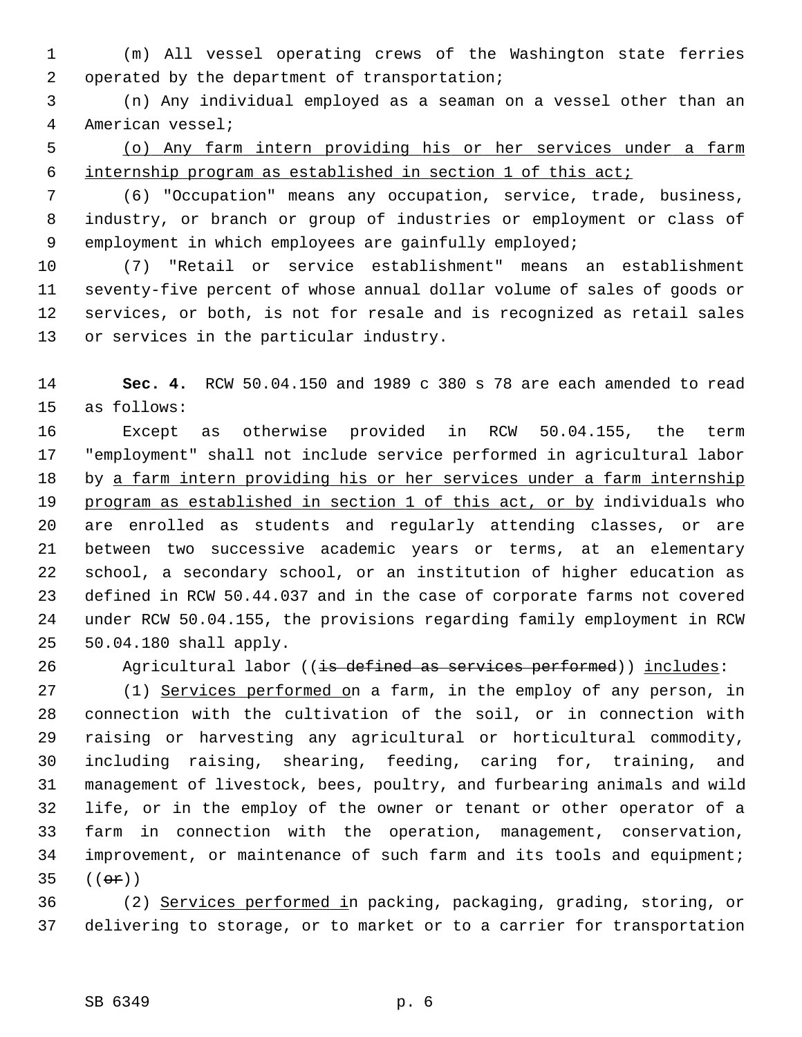(m) All vessel operating crews of the Washington state ferries operated by the department of transportation;

(n) Any individual employed as a seaman on a vessel other than an American vessel;

<u>(o) Any farm intern providing his or her services under a farm internship program as established in section 1 of this act;</u>

(6) "Occupation" means any occupation, service, trade, business, industry, or branch or group of industries or employment or class of employment in which employees are gainfully employed;

(7) "Retail or service establishment" means an establishment seventy-five percent of whose annual dollar volume of sales of goods or services, or both, is not for resale and is recognized as retail sales or services in the particular industry.

**Sec. 4.** RCW 50.04.150 and 1989 c 380 s 78 are each amended to read as follows:

Except as otherwise provided in RCW 50.04.155, the term "employment" shall not include service performed in agricultural labor by <u>a farm intern providing his or her services under a farm internship program as established in section 1 of this act, or by</u> individuals who are enrolled as students and regularly attending classes, or are between two successive academic years or terms, at an elementary school, a secondary school, or an institution of higher education as defined in RCW 50.44.037 and in the case of corporate farms not covered under RCW 50.04.155, the provisions regarding family employment in RCW 50.04.180 shall apply.

Agricultural labor ((~~is defined as services performed~~)) <u>includes</u>:

(1) <u>Services performed o</u>n a farm, in the employ of any person, in connection with the cultivation of the soil, or in connection with raising or harvesting any agricultural or horticultural commodity, including raising, shearing, feeding, caring for, training, and management of livestock, bees, poultry, and furbearing animals and wild life, or in the employ of the owner or tenant or other operator of a farm in connection with the operation, management, conservation, improvement, or maintenance of such farm and its tools and equipment; ((~~or~~))

(2) <u>Services performed i</u>n packing, packaging, grading, storing, or delivering to storage, or to market or to a carrier for transportation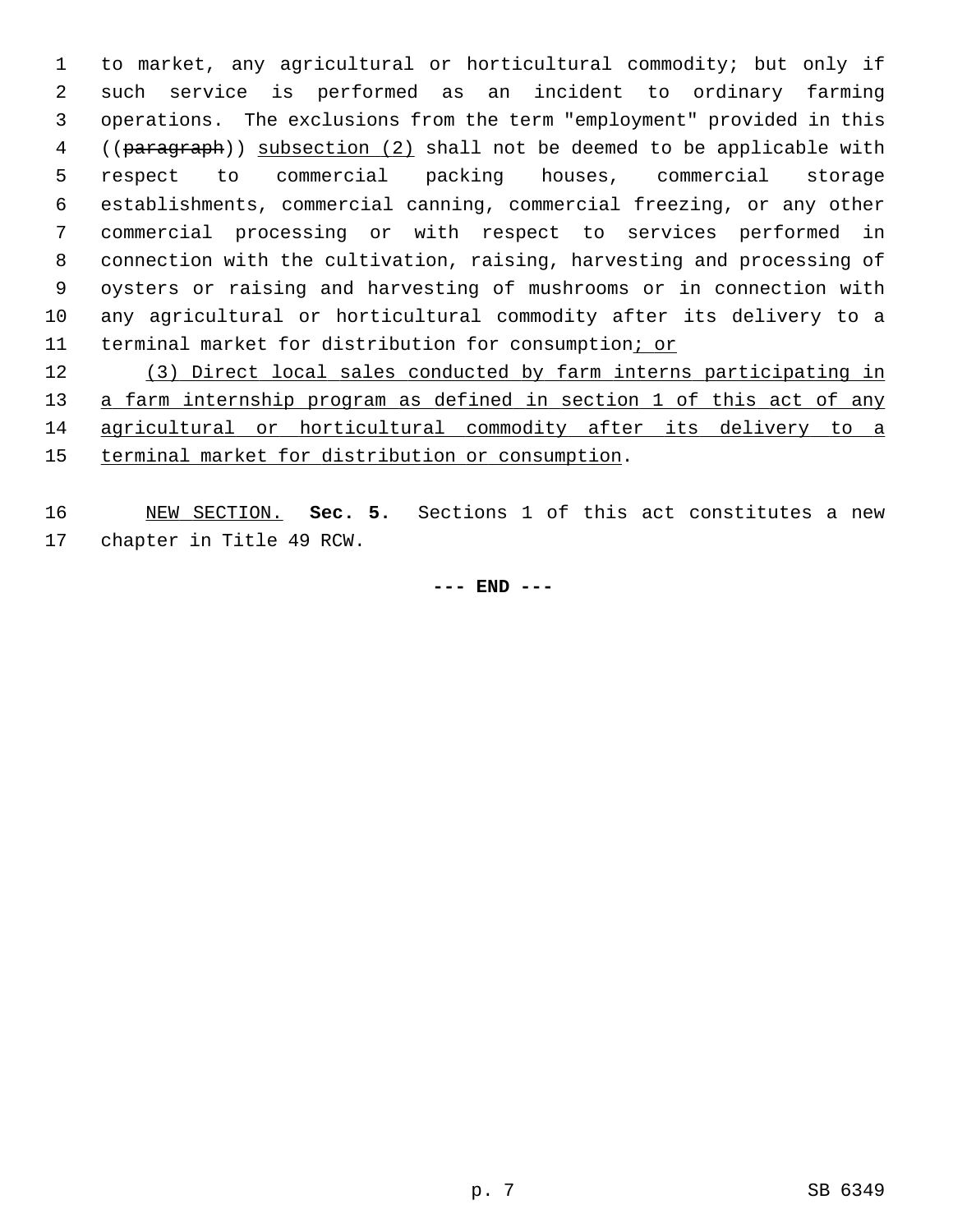to market, any agricultural or horticultural commodity; but only if such service is performed as an incident to ordinary farming operations. The exclusions from the term "employment" provided in this ((~~paragraph~~)) <u>subsection (2)</u> shall not be deemed to be applicable with respect to commercial packing houses, commercial storage establishments, commercial canning, commercial freezing, or any other commercial processing or with respect to services performed in connection with the cultivation, raising, harvesting and processing of oysters or raising and harvesting of mushrooms or in connection with any agricultural or horticultural commodity after its delivery to a terminal market for distribution for consumption<u>; or</u>

<u>(3) Direct local sales conducted by farm interns participating in a farm internship program as defined in section 1 of this act of any agricultural or horticultural commodity after its delivery to a terminal market for distribution or consumption</u>.

<u>NEW SECTION.</u> **Sec. 5.** Sections 1 of this act constitutes a new chapter in Title 49 RCW.

**--- END ---**